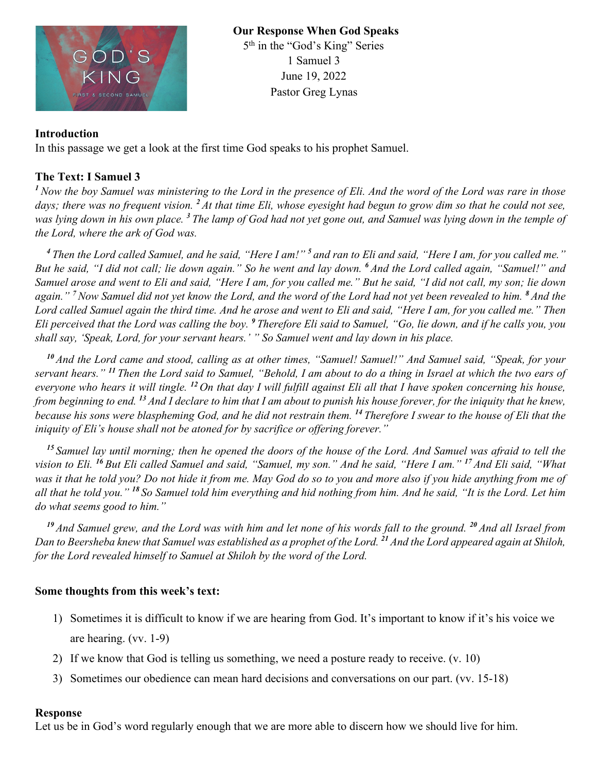**Our Response When God Speaks**
5th in the "God's King" Series
1 Samuel 3
June 19, 2022
Pastor Greg Lynas

**Introduction**

In this passage we get a look at the first time God speaks to his prophet Samuel.

**The Text: I Samuel 3**

*[1] Now the boy Samuel was ministering to the Lord in the presence of Eli. And the word of the Lord was rare in those days; there was no frequent vision. [2] At that time Eli, whose eyesight had begun to grow dim so that he could not see, was lying down in his own place. [3] The lamp of God had not yet gone out, and Samuel was lying down in the temple of the Lord, where the ark of God was.*

*[4] Then the Lord called Samuel, and he said, "Here I am!" [5] and ran to Eli and said, "Here I am, for you called me." But he said, "I did not call; lie down again." So he went and lay down. [6] And the Lord called again, "Samuel!" and Samuel arose and went to Eli and said, "Here I am, for you called me." But he said, "I did not call, my son; lie down again." [7] Now Samuel did not yet know the Lord, and the word of the Lord had not yet been revealed to him. [8] And the Lord called Samuel again the third time. And he arose and went to Eli and said, "Here I am, for you called me." Then Eli perceived that the Lord was calling the boy. [9] Therefore Eli said to Samuel, "Go, lie down, and if he calls you, you shall say, 'Speak, Lord, for your servant hears.' " So Samuel went and lay down in his place.*

*[10] And the Lord came and stood, calling as at other times, "Samuel! Samuel!" And Samuel said, "Speak, for your servant hears." [11] Then the Lord said to Samuel, "Behold, I am about to do a thing in Israel at which the two ears of everyone who hears it will tingle. [12] On that day I will fulfill against Eli all that I have spoken concerning his house, from beginning to end. [13] And I declare to him that I am about to punish his house forever, for the iniquity that he knew, because his sons were blaspheming God, and he did not restrain them. [14] Therefore I swear to the house of Eli that the iniquity of Eli's house shall not be atoned for by sacrifice or offering forever."*

*[15] Samuel lay until morning; then he opened the doors of the house of the Lord. And Samuel was afraid to tell the vision to Eli. [16] But Eli called Samuel and said, "Samuel, my son." And he said, "Here I am." [17] And Eli said, "What was it that he told you? Do not hide it from me. May God do so to you and more also if you hide anything from me of all that he told you." [18] So Samuel told him everything and hid nothing from him. And he said, "It is the Lord. Let him do what seems good to him."*

*[19] And Samuel grew, and the Lord was with him and let none of his words fall to the ground. [20] And all Israel from Dan to Beersheba knew that Samuel was established as a prophet of the Lord. [21] And the Lord appeared again at Shiloh, for the Lord revealed himself to Samuel at Shiloh by the word of the Lord.*

**Some thoughts from this week's text:**

1) Sometimes it is difficult to know if we are hearing from God. It's important to know if it's his voice we are hearing. (vv. 1-9)
2) If we know that God is telling us something, we need a posture ready to receive. (v. 10)
3) Sometimes our obedience can mean hard decisions and conversations on our part. (vv. 15-18)

**Response**

Let us be in God's word regularly enough that we are more able to discern how we should live for him.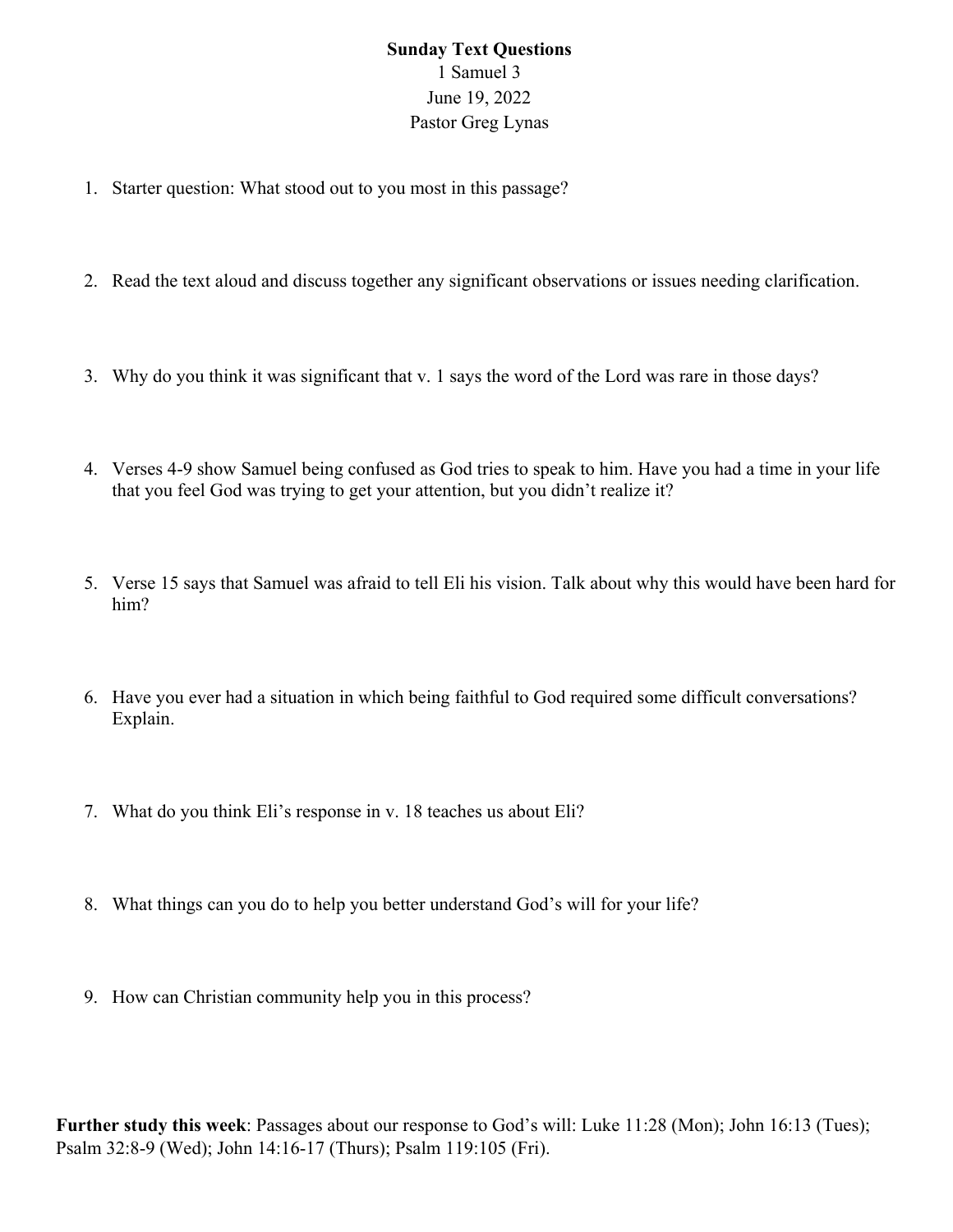**Sunday Text Questions**

1 Samuel 3

June 19, 2022

Pastor Greg Lynas

1. Starter question: What stood out to you most in this passage?
2. Read the text aloud and discuss together any significant observations or issues needing clarification.
3. Why do you think it was significant that v. 1 says the word of the Lord was rare in those days?
4. Verses 4-9 show Samuel being confused as God tries to speak to him. Have you had a time in your life that you feel God was trying to get your attention, but you didn't realize it?
5. Verse 15 says that Samuel was afraid to tell Eli his vision. Talk about why this would have been hard for him?
6. Have you ever had a situation in which being faithful to God required some difficult conversations? Explain.
7. What do you think Eli's response in v. 18 teaches us about Eli?
8. What things can you do to help you better understand God's will for your life?
9. How can Christian community help you in this process?

**Further study this week**: Passages about our response to God's will: Luke 11:28 (Mon); John 16:13 (Tues); Psalm 32:8-9 (Wed); John 14:16-17 (Thurs); Psalm 119:105 (Fri).